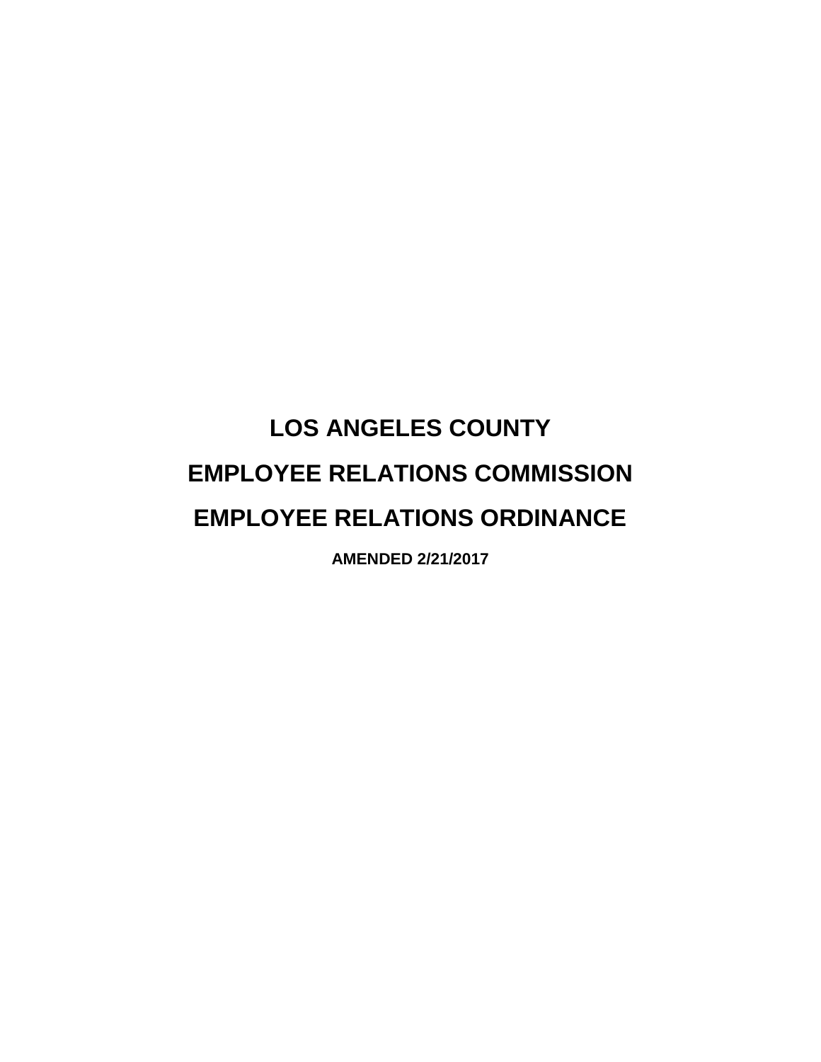# LOS ANGELES COUNTY

# EMPLOYEE RELATIONS COMMISSION

# EMPLOYEE RELATIONS ORDINANCE

**AMENDED 2/21/2017**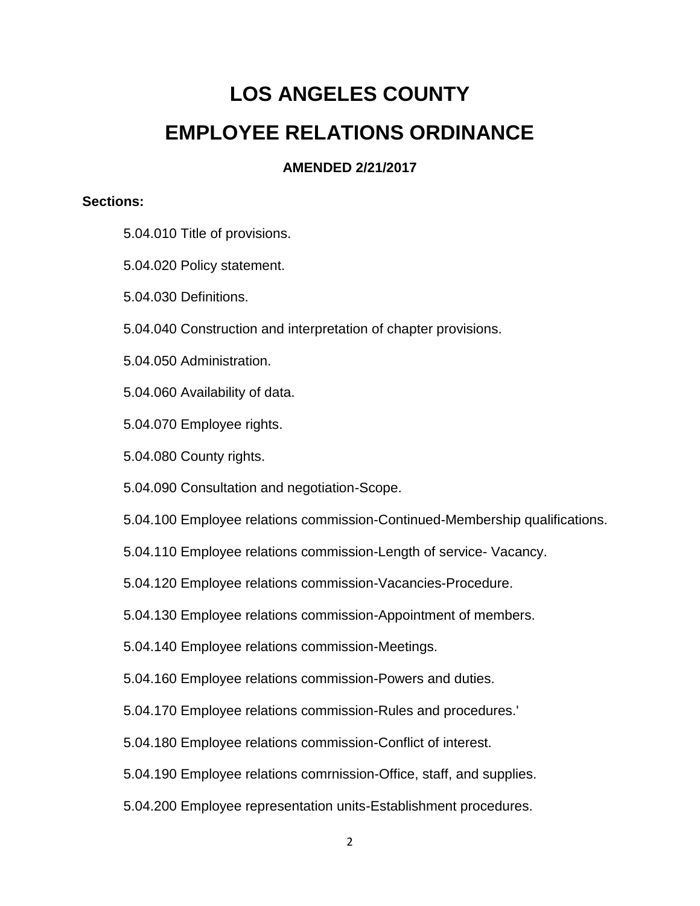# LOS ANGELES COUNTY

# EMPLOYEE RELATIONS ORDINANCE

**AMENDED 2/21/2017**

**Sections:**

5.04.010 Title of provisions.

5.04.020 Policy statement.

5.04.030 Definitions.

5.04.040 Construction and interpretation of chapter provisions.

5.04.050 Administration.

5.04.060 Availability of data.

5.04.070 Employee rights.

5.04.080 County rights.

5.04.090 Consultation and negotiation-Scope.

5.04.100 Employee relations commission-Continued-Membership qualifications.

5.04.110 Employee relations commission-Length of service- Vacancy.

5.04.120 Employee relations commission-Vacancies-Procedure.

5.04.130 Employee relations commission-Appointment of members.

5.04.140 Employee relations commission-Meetings.

5.04.160 Employee relations commission-Powers and duties.

5.04.170 Employee relations commission-Rules and procedures.'

5.04.180 Employee relations commission-Conflict of interest.

5.04.190 Employee relations comrnission-Office, staff, and supplies.

5.04.200 Employee representation units-Establishment procedures.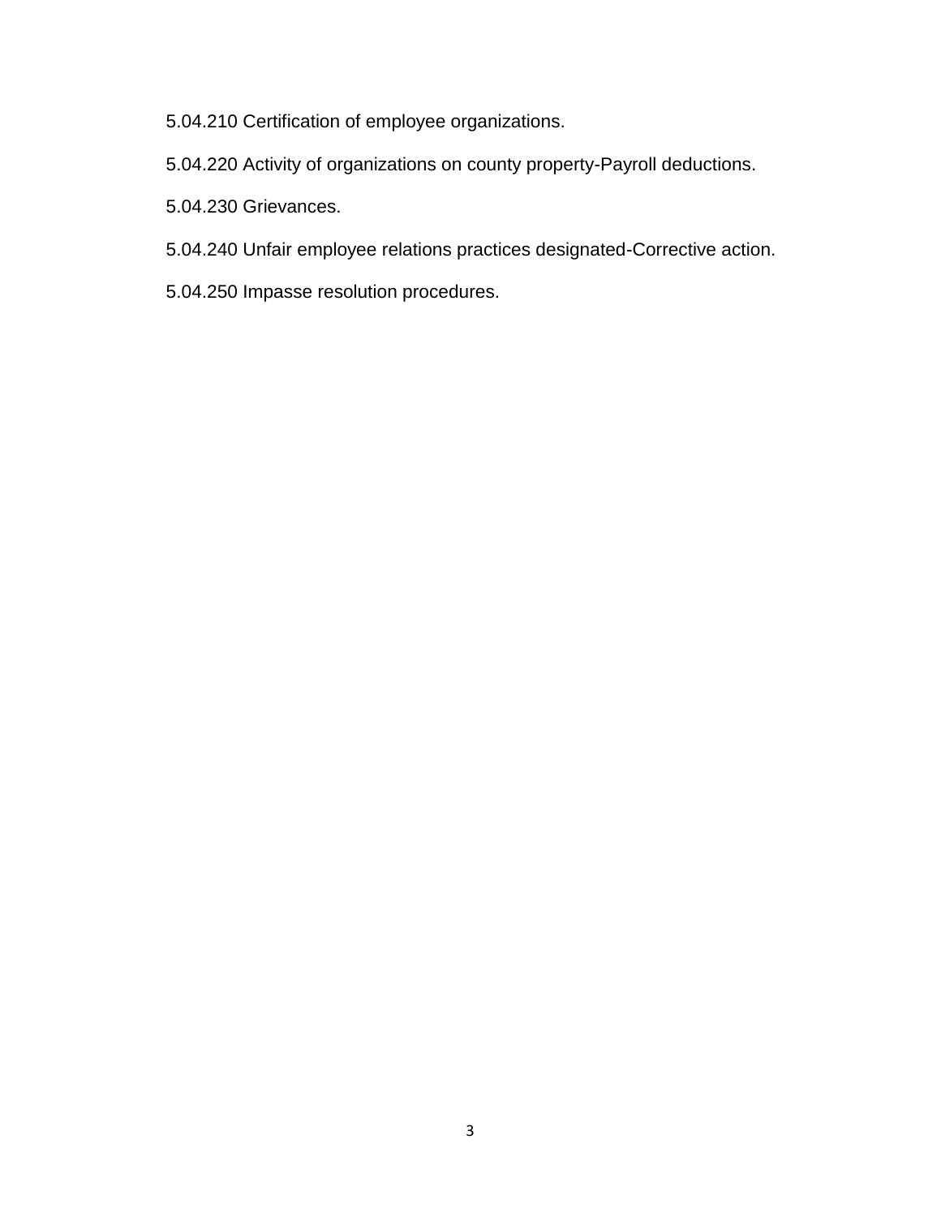5.04.210 Certification of employee organizations.

5.04.220 Activity of organizations on county property-Payroll deductions.

5.04.230 Grievances.

5.04.240 Unfair employee relations practices designated-Corrective action.

5.04.250 Impasse resolution procedures.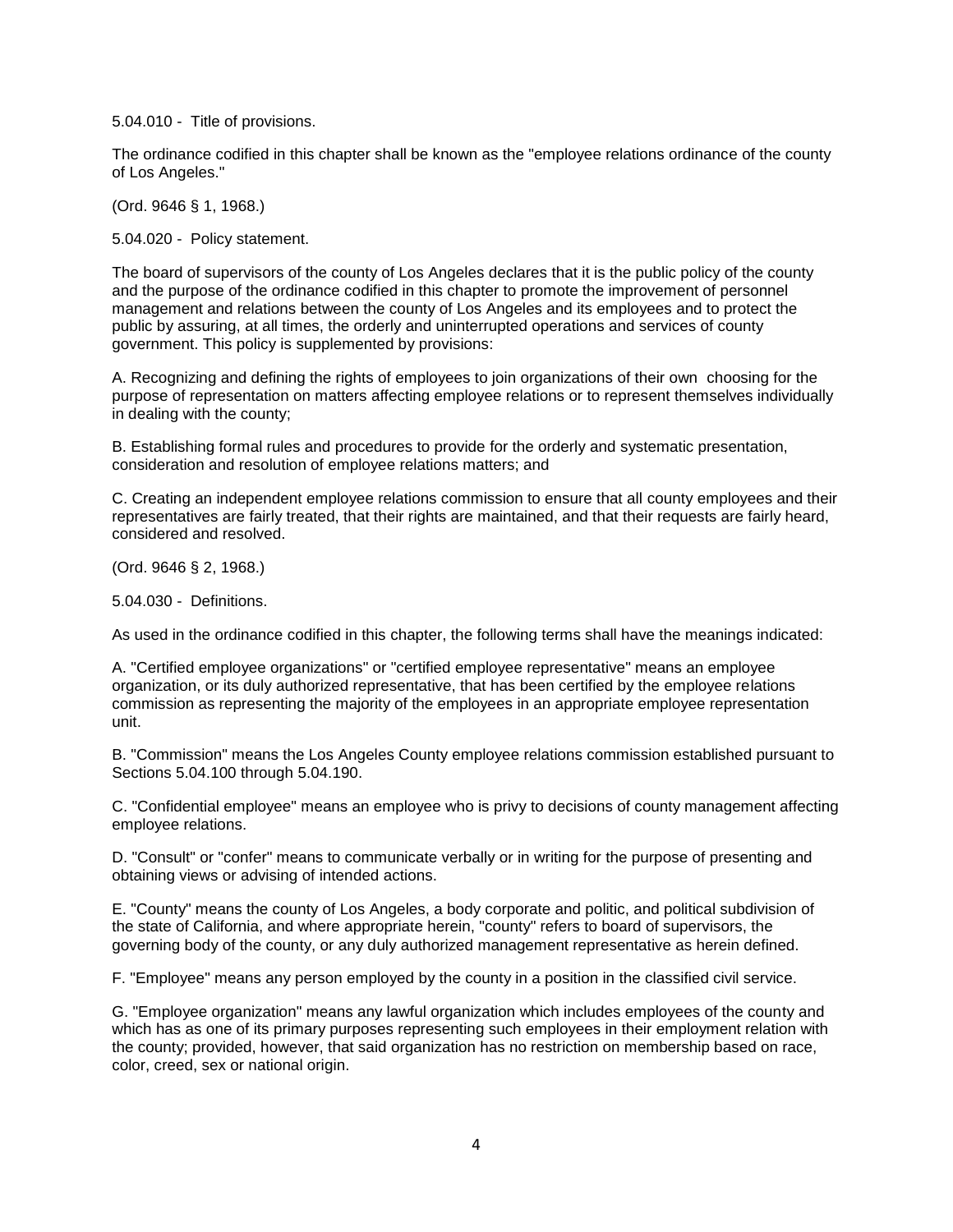5.04.010 - Title of provisions.

The ordinance codified in this chapter shall be known as the "employee relations ordinance of the county of Los Angeles."

(Ord. 9646 § 1, 1968.)

5.04.020 - Policy statement.

The board of supervisors of the county of Los Angeles declares that it is the public policy of the county and the purpose of the ordinance codified in this chapter to promote the improvement of personnel management and relations between the county of Los Angeles and its employees and to protect the public by assuring, at all times, the orderly and uninterrupted operations and services of county government. This policy is supplemented by provisions:

A. Recognizing and defining the rights of employees to join organizations of their own choosing for the purpose of representation on matters affecting employee relations or to represent themselves individually in dealing with the county;

B. Establishing formal rules and procedures to provide for the orderly and systematic presentation, consideration and resolution of employee relations matters; and

C. Creating an independent employee relations commission to ensure that all county employees and their representatives are fairly treated, that their rights are maintained, and that their requests are fairly heard, considered and resolved.

(Ord. 9646 § 2, 1968.)

5.04.030 - Definitions.

As used in the ordinance codified in this chapter, the following terms shall have the meanings indicated:

A. "Certified employee organizations" or "certified employee representative" means an employee organization, or its duly authorized representative, that has been certified by the employee relations commission as representing the majority of the employees in an appropriate employee representation unit.

B. "Commission" means the Los Angeles County employee relations commission established pursuant to Sections 5.04.100 through 5.04.190.

C. "Confidential employee" means an employee who is privy to decisions of county management affecting employee relations.

D. "Consult" or "confer" means to communicate verbally or in writing for the purpose of presenting and obtaining views or advising of intended actions.

E. "County" means the county of Los Angeles, a body corporate and politic, and political subdivision of the state of California, and where appropriate herein, "county" refers to board of supervisors, the governing body of the county, or any duly authorized management representative as herein defined.

F. "Employee" means any person employed by the county in a position in the classified civil service.

G. "Employee organization" means any lawful organization which includes employees of the county and which has as one of its primary purposes representing such employees in their employment relation with the county; provided, however, that said organization has no restriction on membership based on race, color, creed, sex or national origin.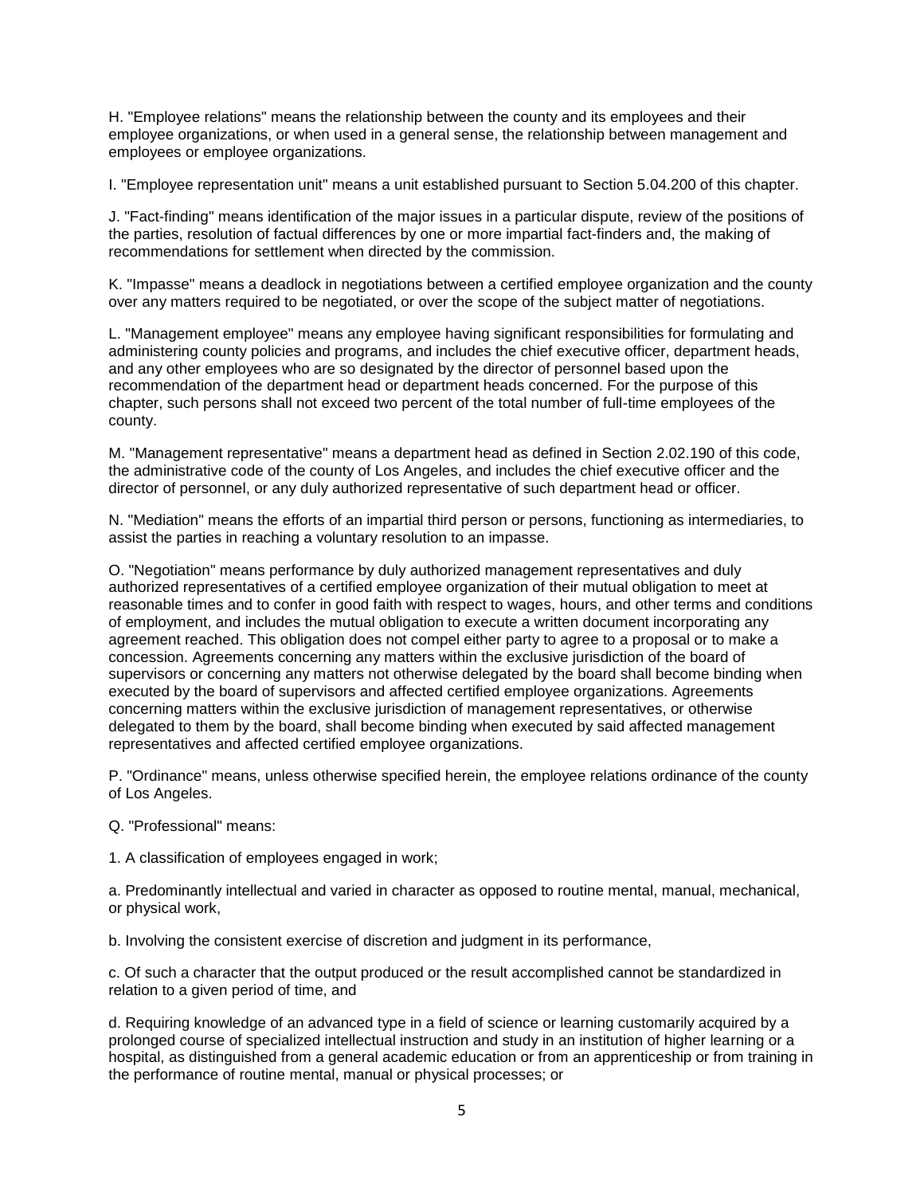H. "Employee relations" means the relationship between the county and its employees and their employee organizations, or when used in a general sense, the relationship between management and employees or employee organizations.

I. "Employee representation unit" means a unit established pursuant to Section 5.04.200 of this chapter.

J. "Fact-finding" means identification of the major issues in a particular dispute, review of the positions of the parties, resolution of factual differences by one or more impartial fact-finders and, the making of recommendations for settlement when directed by the commission.

K. "Impasse" means a deadlock in negotiations between a certified employee organization and the county over any matters required to be negotiated, or over the scope of the subject matter of negotiations.

L. "Management employee" means any employee having significant responsibilities for formulating and administering county policies and programs, and includes the chief executive officer, department heads, and any other employees who are so designated by the director of personnel based upon the recommendation of the department head or department heads concerned. For the purpose of this chapter, such persons shall not exceed two percent of the total number of full-time employees of the county.

M. "Management representative" means a department head as defined in Section 2.02.190 of this code, the administrative code of the county of Los Angeles, and includes the chief executive officer and the director of personnel, or any duly authorized representative of such department head or officer.

N. "Mediation" means the efforts of an impartial third person or persons, functioning as intermediaries, to assist the parties in reaching a voluntary resolution to an impasse.

O. "Negotiation" means performance by duly authorized management representatives and duly authorized representatives of a certified employee organization of their mutual obligation to meet at reasonable times and to confer in good faith with respect to wages, hours, and other terms and conditions of employment, and includes the mutual obligation to execute a written document incorporating any agreement reached. This obligation does not compel either party to agree to a proposal or to make a concession. Agreements concerning any matters within the exclusive jurisdiction of the board of supervisors or concerning any matters not otherwise delegated by the board shall become binding when executed by the board of supervisors and affected certified employee organizations. Agreements concerning matters within the exclusive jurisdiction of management representatives, or otherwise delegated to them by the board, shall become binding when executed by said affected management representatives and affected certified employee organizations.

P. "Ordinance" means, unless otherwise specified herein, the employee relations ordinance of the county of Los Angeles.

Q. "Professional" means:

1. A classification of employees engaged in work;

a. Predominantly intellectual and varied in character as opposed to routine mental, manual, mechanical, or physical work,

b. Involving the consistent exercise of discretion and judgment in its performance,

c. Of such a character that the output produced or the result accomplished cannot be standardized in relation to a given period of time, and

d. Requiring knowledge of an advanced type in a field of science or learning customarily acquired by a prolonged course of specialized intellectual instruction and study in an institution of higher learning or a hospital, as distinguished from a general academic education or from an apprenticeship or from training in the performance of routine mental, manual or physical processes; or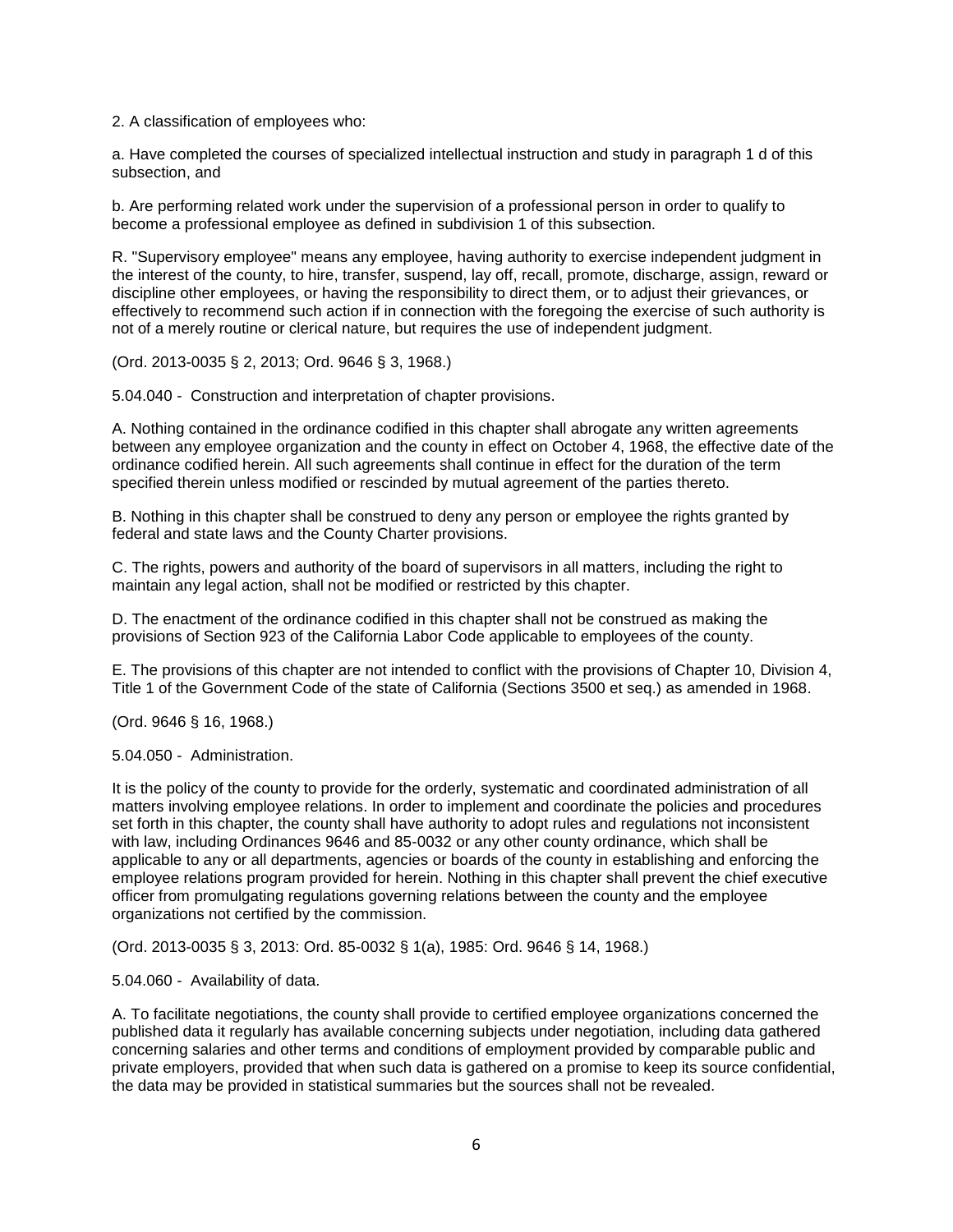2. A classification of employees who:

a. Have completed the courses of specialized intellectual instruction and study in paragraph 1 d of this subsection, and

b. Are performing related work under the supervision of a professional person in order to qualify to become a professional employee as defined in subdivision 1 of this subsection.

R. "Supervisory employee" means any employee, having authority to exercise independent judgment in the interest of the county, to hire, transfer, suspend, lay off, recall, promote, discharge, assign, reward or discipline other employees, or having the responsibility to direct them, or to adjust their grievances, or effectively to recommend such action if in connection with the foregoing the exercise of such authority is not of a merely routine or clerical nature, but requires the use of independent judgment.

(Ord. 2013-0035 § 2, 2013; Ord. 9646 § 3, 1968.)

5.04.040 - Construction and interpretation of chapter provisions.

A. Nothing contained in the ordinance codified in this chapter shall abrogate any written agreements between any employee organization and the county in effect on October 4, 1968, the effective date of the ordinance codified herein. All such agreements shall continue in effect for the duration of the term specified therein unless modified or rescinded by mutual agreement of the parties thereto.

B. Nothing in this chapter shall be construed to deny any person or employee the rights granted by federal and state laws and the County Charter provisions.

C. The rights, powers and authority of the board of supervisors in all matters, including the right to maintain any legal action, shall not be modified or restricted by this chapter.

D. The enactment of the ordinance codified in this chapter shall not be construed as making the provisions of Section 923 of the California Labor Code applicable to employees of the county.

E. The provisions of this chapter are not intended to conflict with the provisions of Chapter 10, Division 4, Title 1 of the Government Code of the state of California (Sections 3500 et seq.) as amended in 1968.

(Ord. 9646 § 16, 1968.)

5.04.050 - Administration.

It is the policy of the county to provide for the orderly, systematic and coordinated administration of all matters involving employee relations. In order to implement and coordinate the policies and procedures set forth in this chapter, the county shall have authority to adopt rules and regulations not inconsistent with law, including Ordinances 9646 and 85-0032 or any other county ordinance, which shall be applicable to any or all departments, agencies or boards of the county in establishing and enforcing the employee relations program provided for herein. Nothing in this chapter shall prevent the chief executive officer from promulgating regulations governing relations between the county and the employee organizations not certified by the commission.

(Ord. 2013-0035 § 3, 2013: Ord. 85-0032 § 1(a), 1985: Ord. 9646 § 14, 1968.)

5.04.060 - Availability of data.

A. To facilitate negotiations, the county shall provide to certified employee organizations concerned the published data it regularly has available concerning subjects under negotiation, including data gathered concerning salaries and other terms and conditions of employment provided by comparable public and private employers, provided that when such data is gathered on a promise to keep its source confidential, the data may be provided in statistical summaries but the sources shall not be revealed.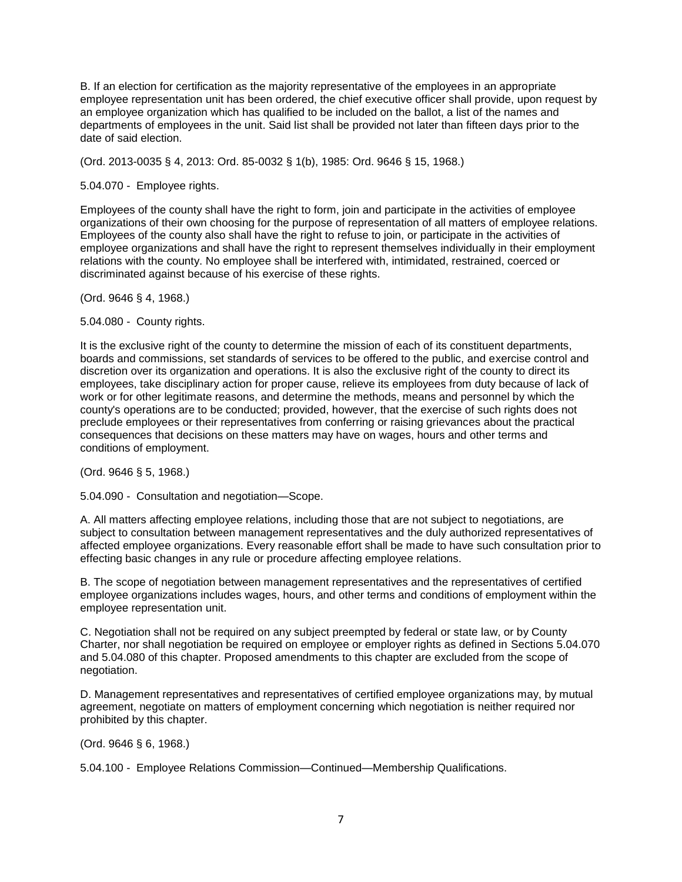B. If an election for certification as the majority representative of the employees in an appropriate employee representation unit has been ordered, the chief executive officer shall provide, upon request by an employee organization which has qualified to be included on the ballot, a list of the names and departments of employees in the unit. Said list shall be provided not later than fifteen days prior to the date of said election.

(Ord. 2013-0035 § 4, 2013: Ord. 85-0032 § 1(b), 1985: Ord. 9646 § 15, 1968.)

5.04.070 - Employee rights.

Employees of the county shall have the right to form, join and participate in the activities of employee organizations of their own choosing for the purpose of representation of all matters of employee relations. Employees of the county also shall have the right to refuse to join, or participate in the activities of employee organizations and shall have the right to represent themselves individually in their employment relations with the county. No employee shall be interfered with, intimidated, restrained, coerced or discriminated against because of his exercise of these rights.

(Ord. 9646 § 4, 1968.)

5.04.080 - County rights.

It is the exclusive right of the county to determine the mission of each of its constituent departments, boards and commissions, set standards of services to be offered to the public, and exercise control and discretion over its organization and operations. It is also the exclusive right of the county to direct its employees, take disciplinary action for proper cause, relieve its employees from duty because of lack of work or for other legitimate reasons, and determine the methods, means and personnel by which the county's operations are to be conducted; provided, however, that the exercise of such rights does not preclude employees or their representatives from conferring or raising grievances about the practical consequences that decisions on these matters may have on wages, hours and other terms and conditions of employment.

(Ord. 9646 § 5, 1968.)

5.04.090 - Consultation and negotiation—Scope.

A. All matters affecting employee relations, including those that are not subject to negotiations, are subject to consultation between management representatives and the duly authorized representatives of affected employee organizations. Every reasonable effort shall be made to have such consultation prior to effecting basic changes in any rule or procedure affecting employee relations.

B. The scope of negotiation between management representatives and the representatives of certified employee organizations includes wages, hours, and other terms and conditions of employment within the employee representation unit.

C. Negotiation shall not be required on any subject preempted by federal or state law, or by County Charter, nor shall negotiation be required on employee or employer rights as defined in Sections 5.04.070 and 5.04.080 of this chapter. Proposed amendments to this chapter are excluded from the scope of negotiation.

D. Management representatives and representatives of certified employee organizations may, by mutual agreement, negotiate on matters of employment concerning which negotiation is neither required nor prohibited by this chapter.

(Ord. 9646 § 6, 1968.)

5.04.100 - Employee Relations Commission—Continued—Membership Qualifications.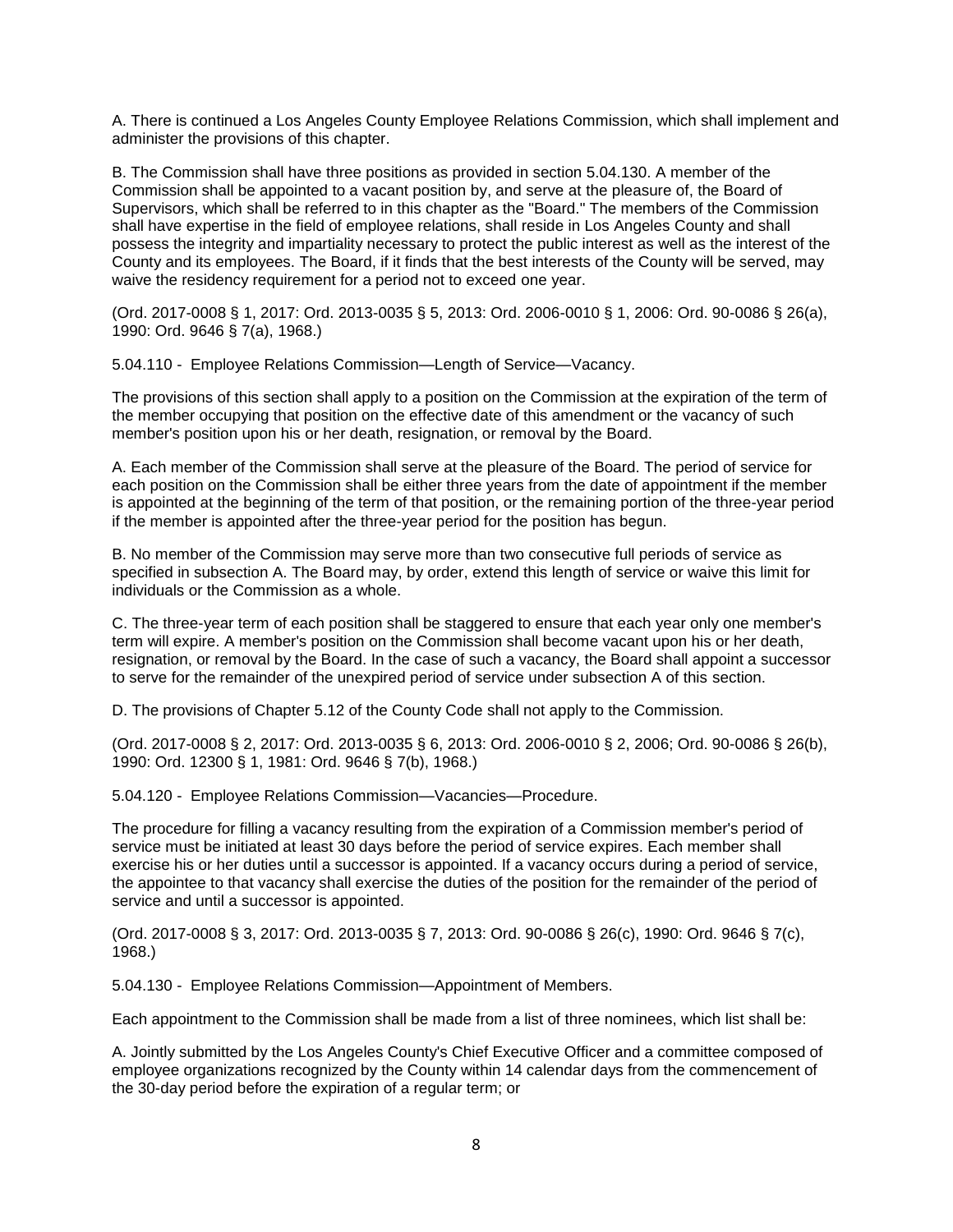A. There is continued a Los Angeles County Employee Relations Commission, which shall implement and administer the provisions of this chapter.

B. The Commission shall have three positions as provided in section 5.04.130. A member of the Commission shall be appointed to a vacant position by, and serve at the pleasure of, the Board of Supervisors, which shall be referred to in this chapter as the "Board." The members of the Commission shall have expertise in the field of employee relations, shall reside in Los Angeles County and shall possess the integrity and impartiality necessary to protect the public interest as well as the interest of the County and its employees. The Board, if it finds that the best interests of the County will be served, may waive the residency requirement for a period not to exceed one year.

(Ord. 2017-0008 § 1, 2017: Ord. 2013-0035 § 5, 2013: Ord. 2006-0010 § 1, 2006: Ord. 90-0086 § 26(a), 1990: Ord. 9646 § 7(a), 1968.)

5.04.110 - Employee Relations Commission—Length of Service—Vacancy.

The provisions of this section shall apply to a position on the Commission at the expiration of the term of the member occupying that position on the effective date of this amendment or the vacancy of such member's position upon his or her death, resignation, or removal by the Board.

A. Each member of the Commission shall serve at the pleasure of the Board. The period of service for each position on the Commission shall be either three years from the date of appointment if the member is appointed at the beginning of the term of that position, or the remaining portion of the three-year period if the member is appointed after the three-year period for the position has begun.

B. No member of the Commission may serve more than two consecutive full periods of service as specified in subsection A. The Board may, by order, extend this length of service or waive this limit for individuals or the Commission as a whole.

C. The three-year term of each position shall be staggered to ensure that each year only one member's term will expire. A member's position on the Commission shall become vacant upon his or her death, resignation, or removal by the Board. In the case of such a vacancy, the Board shall appoint a successor to serve for the remainder of the unexpired period of service under subsection A of this section.

D. The provisions of Chapter 5.12 of the County Code shall not apply to the Commission.

(Ord. 2017-0008 § 2, 2017: Ord. 2013-0035 § 6, 2013: Ord. 2006-0010 § 2, 2006; Ord. 90-0086 § 26(b), 1990: Ord. 12300 § 1, 1981: Ord. 9646 § 7(b), 1968.)

5.04.120 - Employee Relations Commission—Vacancies—Procedure.

The procedure for filling a vacancy resulting from the expiration of a Commission member's period of service must be initiated at least 30 days before the period of service expires. Each member shall exercise his or her duties until a successor is appointed. If a vacancy occurs during a period of service, the appointee to that vacancy shall exercise the duties of the position for the remainder of the period of service and until a successor is appointed.

(Ord. 2017-0008 § 3, 2017: Ord. 2013-0035 § 7, 2013: Ord. 90-0086 § 26(c), 1990: Ord. 9646 § 7(c), 1968.)

5.04.130 - Employee Relations Commission—Appointment of Members.

Each appointment to the Commission shall be made from a list of three nominees, which list shall be:

A. Jointly submitted by the Los Angeles County's Chief Executive Officer and a committee composed of employee organizations recognized by the County within 14 calendar days from the commencement of the 30-day period before the expiration of a regular term; or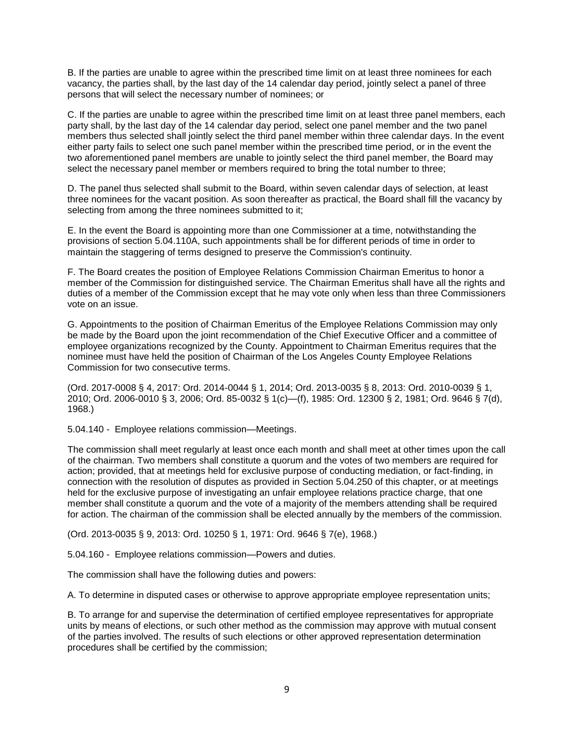B. If the parties are unable to agree within the prescribed time limit on at least three nominees for each vacancy, the parties shall, by the last day of the 14 calendar day period, jointly select a panel of three persons that will select the necessary number of nominees; or

C. If the parties are unable to agree within the prescribed time limit on at least three panel members, each party shall, by the last day of the 14 calendar day period, select one panel member and the two panel members thus selected shall jointly select the third panel member within three calendar days. In the event either party fails to select one such panel member within the prescribed time period, or in the event the two aforementioned panel members are unable to jointly select the third panel member, the Board may select the necessary panel member or members required to bring the total number to three;

D. The panel thus selected shall submit to the Board, within seven calendar days of selection, at least three nominees for the vacant position. As soon thereafter as practical, the Board shall fill the vacancy by selecting from among the three nominees submitted to it;

E. In the event the Board is appointing more than one Commissioner at a time, notwithstanding the provisions of section 5.04.110A, such appointments shall be for different periods of time in order to maintain the staggering of terms designed to preserve the Commission's continuity.

F. The Board creates the position of Employee Relations Commission Chairman Emeritus to honor a member of the Commission for distinguished service. The Chairman Emeritus shall have all the rights and duties of a member of the Commission except that he may vote only when less than three Commissioners vote on an issue.

G. Appointments to the position of Chairman Emeritus of the Employee Relations Commission may only be made by the Board upon the joint recommendation of the Chief Executive Officer and a committee of employee organizations recognized by the County. Appointment to Chairman Emeritus requires that the nominee must have held the position of Chairman of the Los Angeles County Employee Relations Commission for two consecutive terms.

(Ord. 2017-0008 § 4, 2017: Ord. 2014-0044 § 1, 2014; Ord. 2013-0035 § 8, 2013: Ord. 2010-0039 § 1, 2010; Ord. 2006-0010 § 3, 2006; Ord. 85-0032 § 1(c)—(f), 1985: Ord. 12300 § 2, 1981; Ord. 9646 § 7(d), 1968.)

5.04.140 - Employee relations commission—Meetings.

The commission shall meet regularly at least once each month and shall meet at other times upon the call of the chairman. Two members shall constitute a quorum and the votes of two members are required for action; provided, that at meetings held for exclusive purpose of conducting mediation, or fact-finding, in connection with the resolution of disputes as provided in Section 5.04.250 of this chapter, or at meetings held for the exclusive purpose of investigating an unfair employee relations practice charge, that one member shall constitute a quorum and the vote of a majority of the members attending shall be required for action. The chairman of the commission shall be elected annually by the members of the commission.

(Ord. 2013-0035 § 9, 2013: Ord. 10250 § 1, 1971: Ord. 9646 § 7(e), 1968.)

5.04.160 - Employee relations commission—Powers and duties.

The commission shall have the following duties and powers:

A. To determine in disputed cases or otherwise to approve appropriate employee representation units;

B. To arrange for and supervise the determination of certified employee representatives for appropriate units by means of elections, or such other method as the commission may approve with mutual consent of the parties involved. The results of such elections or other approved representation determination procedures shall be certified by the commission;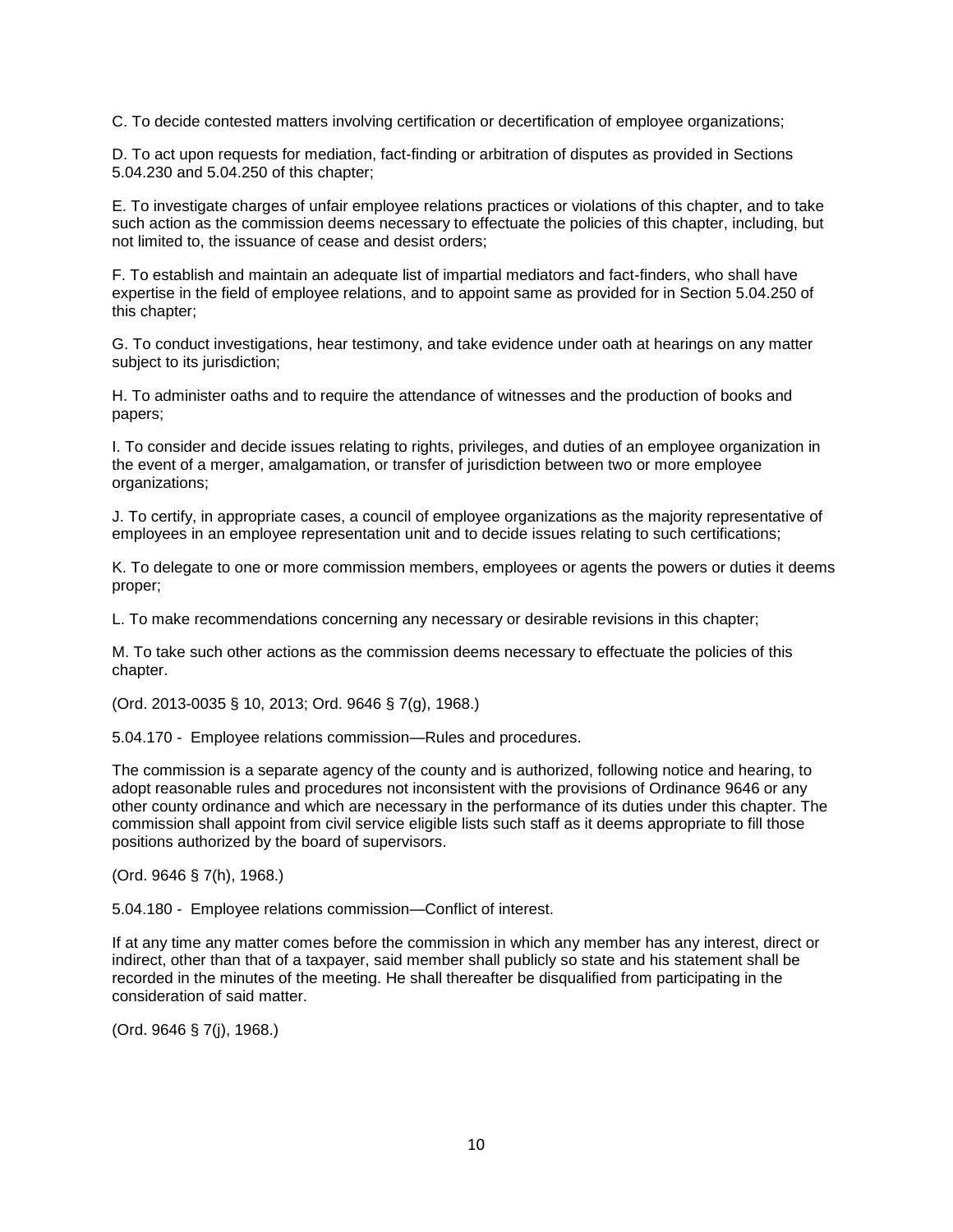C. To decide contested matters involving certification or decertification of employee organizations;

D. To act upon requests for mediation, fact-finding or arbitration of disputes as provided in Sections 5.04.230 and 5.04.250 of this chapter;

E. To investigate charges of unfair employee relations practices or violations of this chapter, and to take such action as the commission deems necessary to effectuate the policies of this chapter, including, but not limited to, the issuance of cease and desist orders;

F. To establish and maintain an adequate list of impartial mediators and fact-finders, who shall have expertise in the field of employee relations, and to appoint same as provided for in Section 5.04.250 of this chapter;

G. To conduct investigations, hear testimony, and take evidence under oath at hearings on any matter subject to its jurisdiction;

H. To administer oaths and to require the attendance of witnesses and the production of books and papers;

I. To consider and decide issues relating to rights, privileges, and duties of an employee organization in the event of a merger, amalgamation, or transfer of jurisdiction between two or more employee organizations;

J. To certify, in appropriate cases, a council of employee organizations as the majority representative of employees in an employee representation unit and to decide issues relating to such certifications;

K. To delegate to one or more commission members, employees or agents the powers or duties it deems proper;

L. To make recommendations concerning any necessary or desirable revisions in this chapter;

M. To take such other actions as the commission deems necessary to effectuate the policies of this chapter.

(Ord. 2013-0035 § 10, 2013; Ord. 9646 § 7(g), 1968.)

5.04.170 - Employee relations commission—Rules and procedures.

The commission is a separate agency of the county and is authorized, following notice and hearing, to adopt reasonable rules and procedures not inconsistent with the provisions of Ordinance 9646 or any other county ordinance and which are necessary in the performance of its duties under this chapter. The commission shall appoint from civil service eligible lists such staff as it deems appropriate to fill those positions authorized by the board of supervisors.

(Ord. 9646 § 7(h), 1968.)

5.04.180 - Employee relations commission—Conflict of interest.

If at any time any matter comes before the commission in which any member has any interest, direct or indirect, other than that of a taxpayer, said member shall publicly so state and his statement shall be recorded in the minutes of the meeting. He shall thereafter be disqualified from participating in the consideration of said matter.

(Ord. 9646 § 7(j), 1968.)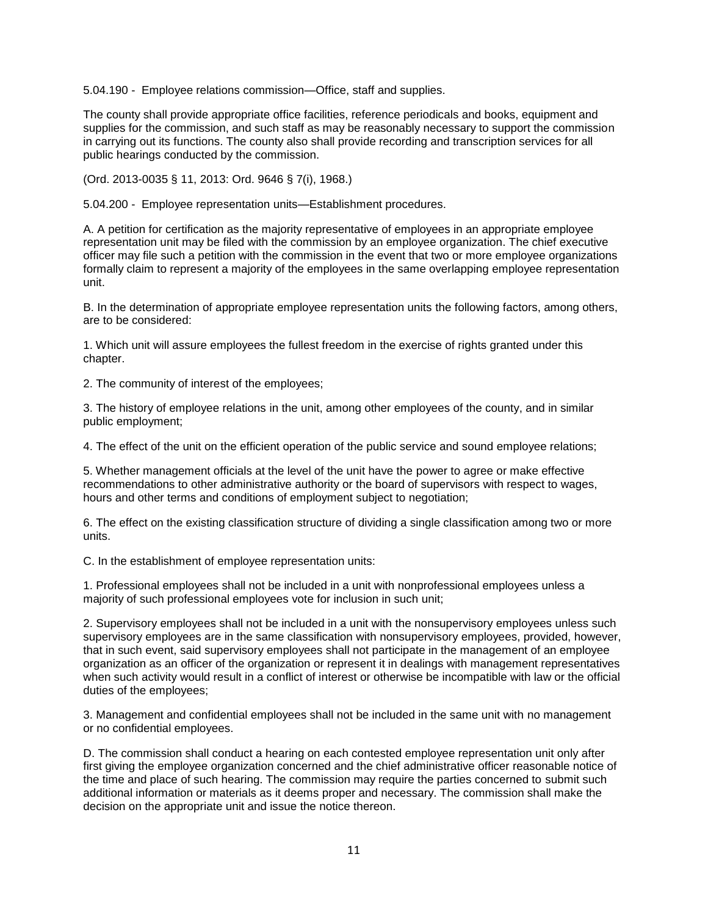5.04.190 - Employee relations commission—Office, staff and supplies.

The county shall provide appropriate office facilities, reference periodicals and books, equipment and supplies for the commission, and such staff as may be reasonably necessary to support the commission in carrying out its functions. The county also shall provide recording and transcription services for all public hearings conducted by the commission.

(Ord. 2013-0035 § 11, 2013: Ord. 9646 § 7(i), 1968.)

5.04.200 - Employee representation units—Establishment procedures.

A. A petition for certification as the majority representative of employees in an appropriate employee representation unit may be filed with the commission by an employee organization. The chief executive officer may file such a petition with the commission in the event that two or more employee organizations formally claim to represent a majority of the employees in the same overlapping employee representation unit.

B. In the determination of appropriate employee representation units the following factors, among others, are to be considered:

1. Which unit will assure employees the fullest freedom in the exercise of rights granted under this chapter.

2. The community of interest of the employees;

3. The history of employee relations in the unit, among other employees of the county, and in similar public employment;

4. The effect of the unit on the efficient operation of the public service and sound employee relations;

5. Whether management officials at the level of the unit have the power to agree or make effective recommendations to other administrative authority or the board of supervisors with respect to wages, hours and other terms and conditions of employment subject to negotiation;

6. The effect on the existing classification structure of dividing a single classification among two or more units.

C. In the establishment of employee representation units:

1. Professional employees shall not be included in a unit with nonprofessional employees unless a majority of such professional employees vote for inclusion in such unit;

2. Supervisory employees shall not be included in a unit with the nonsupervisory employees unless such supervisory employees are in the same classification with nonsupervisory employees, provided, however, that in such event, said supervisory employees shall not participate in the management of an employee organization as an officer of the organization or represent it in dealings with management representatives when such activity would result in a conflict of interest or otherwise be incompatible with law or the official duties of the employees;

3. Management and confidential employees shall not be included in the same unit with no management or no confidential employees.

D. The commission shall conduct a hearing on each contested employee representation unit only after first giving the employee organization concerned and the chief administrative officer reasonable notice of the time and place of such hearing. The commission may require the parties concerned to submit such additional information or materials as it deems proper and necessary. The commission shall make the decision on the appropriate unit and issue the notice thereon.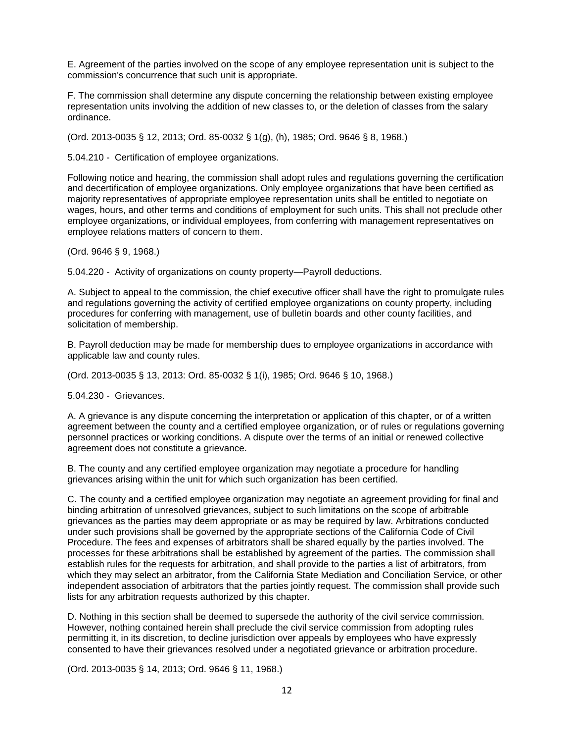E. Agreement of the parties involved on the scope of any employee representation unit is subject to the commission's concurrence that such unit is appropriate.

F. The commission shall determine any dispute concerning the relationship between existing employee representation units involving the addition of new classes to, or the deletion of classes from the salary ordinance.

(Ord. 2013-0035 § 12, 2013; Ord. 85-0032 § 1(g), (h), 1985; Ord. 9646 § 8, 1968.)

5.04.210 - Certification of employee organizations.

Following notice and hearing, the commission shall adopt rules and regulations governing the certification and decertification of employee organizations. Only employee organizations that have been certified as majority representatives of appropriate employee representation units shall be entitled to negotiate on wages, hours, and other terms and conditions of employment for such units. This shall not preclude other employee organizations, or individual employees, from conferring with management representatives on employee relations matters of concern to them.

(Ord. 9646 § 9, 1968.)

5.04.220 - Activity of organizations on county property—Payroll deductions.

A. Subject to appeal to the commission, the chief executive officer shall have the right to promulgate rules and regulations governing the activity of certified employee organizations on county property, including procedures for conferring with management, use of bulletin boards and other county facilities, and solicitation of membership.

B. Payroll deduction may be made for membership dues to employee organizations in accordance with applicable law and county rules.

(Ord. 2013-0035 § 13, 2013: Ord. 85-0032 § 1(i), 1985; Ord. 9646 § 10, 1968.)

5.04.230 - Grievances.

A. A grievance is any dispute concerning the interpretation or application of this chapter, or of a written agreement between the county and a certified employee organization, or of rules or regulations governing personnel practices or working conditions. A dispute over the terms of an initial or renewed collective agreement does not constitute a grievance.

B. The county and any certified employee organization may negotiate a procedure for handling grievances arising within the unit for which such organization has been certified.

C. The county and a certified employee organization may negotiate an agreement providing for final and binding arbitration of unresolved grievances, subject to such limitations on the scope of arbitrable grievances as the parties may deem appropriate or as may be required by law. Arbitrations conducted under such provisions shall be governed by the appropriate sections of the California Code of Civil Procedure. The fees and expenses of arbitrators shall be shared equally by the parties involved. The processes for these arbitrations shall be established by agreement of the parties. The commission shall establish rules for the requests for arbitration, and shall provide to the parties a list of arbitrators, from which they may select an arbitrator, from the California State Mediation and Conciliation Service, or other independent association of arbitrators that the parties jointly request. The commission shall provide such lists for any arbitration requests authorized by this chapter.

D. Nothing in this section shall be deemed to supersede the authority of the civil service commission. However, nothing contained herein shall preclude the civil service commission from adopting rules permitting it, in its discretion, to decline jurisdiction over appeals by employees who have expressly consented to have their grievances resolved under a negotiated grievance or arbitration procedure.

(Ord. 2013-0035 § 14, 2013; Ord. 9646 § 11, 1968.)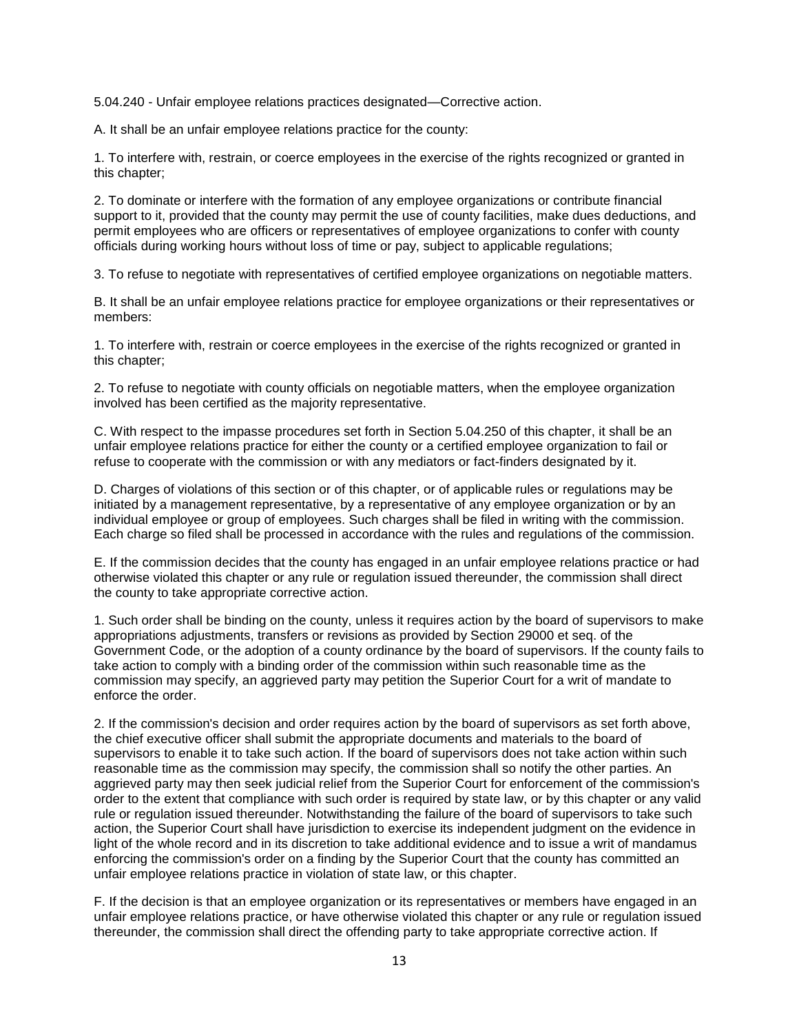5.04.240 - Unfair employee relations practices designated—Corrective action.

A. It shall be an unfair employee relations practice for the county:

1. To interfere with, restrain, or coerce employees in the exercise of the rights recognized or granted in this chapter;

2. To dominate or interfere with the formation of any employee organizations or contribute financial support to it, provided that the county may permit the use of county facilities, make dues deductions, and permit employees who are officers or representatives of employee organizations to confer with county officials during working hours without loss of time or pay, subject to applicable regulations;

3. To refuse to negotiate with representatives of certified employee organizations on negotiable matters.

B. It shall be an unfair employee relations practice for employee organizations or their representatives or members:

1. To interfere with, restrain or coerce employees in the exercise of the rights recognized or granted in this chapter;

2. To refuse to negotiate with county officials on negotiable matters, when the employee organization involved has been certified as the majority representative.

C. With respect to the impasse procedures set forth in Section 5.04.250 of this chapter, it shall be an unfair employee relations practice for either the county or a certified employee organization to fail or refuse to cooperate with the commission or with any mediators or fact-finders designated by it.

D. Charges of violations of this section or of this chapter, or of applicable rules or regulations may be initiated by a management representative, by a representative of any employee organization or by an individual employee or group of employees. Such charges shall be filed in writing with the commission. Each charge so filed shall be processed in accordance with the rules and regulations of the commission.

E. If the commission decides that the county has engaged in an unfair employee relations practice or had otherwise violated this chapter or any rule or regulation issued thereunder, the commission shall direct the county to take appropriate corrective action.

1. Such order shall be binding on the county, unless it requires action by the board of supervisors to make appropriations adjustments, transfers or revisions as provided by Section 29000 et seq. of the Government Code, or the adoption of a county ordinance by the board of supervisors. If the county fails to take action to comply with a binding order of the commission within such reasonable time as the commission may specify, an aggrieved party may petition the Superior Court for a writ of mandate to enforce the order.

2. If the commission's decision and order requires action by the board of supervisors as set forth above, the chief executive officer shall submit the appropriate documents and materials to the board of supervisors to enable it to take such action. If the board of supervisors does not take action within such reasonable time as the commission may specify, the commission shall so notify the other parties. An aggrieved party may then seek judicial relief from the Superior Court for enforcement of the commission's order to the extent that compliance with such order is required by state law, or by this chapter or any valid rule or regulation issued thereunder. Notwithstanding the failure of the board of supervisors to take such action, the Superior Court shall have jurisdiction to exercise its independent judgment on the evidence in light of the whole record and in its discretion to take additional evidence and to issue a writ of mandamus enforcing the commission's order on a finding by the Superior Court that the county has committed an unfair employee relations practice in violation of state law, or this chapter.

F. If the decision is that an employee organization or its representatives or members have engaged in an unfair employee relations practice, or have otherwise violated this chapter or any rule or regulation issued thereunder, the commission shall direct the offending party to take appropriate corrective action. If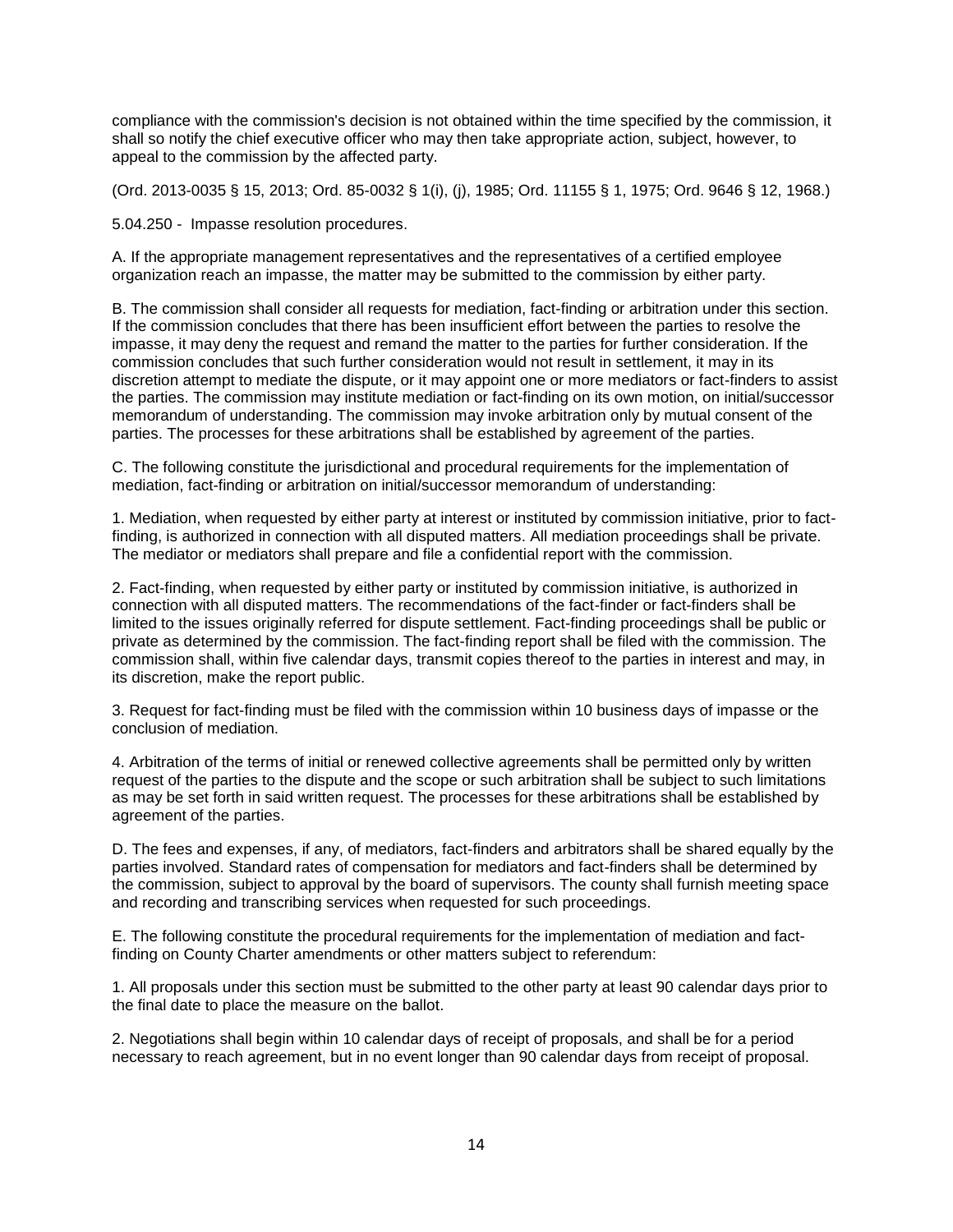compliance with the commission's decision is not obtained within the time specified by the commission, it shall so notify the chief executive officer who may then take appropriate action, subject, however, to appeal to the commission by the affected party.

(Ord. 2013-0035 § 15, 2013; Ord. 85-0032 § 1(i), (j), 1985; Ord. 11155 § 1, 1975; Ord. 9646 § 12, 1968.)

5.04.250 - Impasse resolution procedures.

A. If the appropriate management representatives and the representatives of a certified employee organization reach an impasse, the matter may be submitted to the commission by either party.

B. The commission shall consider all requests for mediation, fact-finding or arbitration under this section. If the commission concludes that there has been insufficient effort between the parties to resolve the impasse, it may deny the request and remand the matter to the parties for further consideration. If the commission concludes that such further consideration would not result in settlement, it may in its discretion attempt to mediate the dispute, or it may appoint one or more mediators or fact-finders to assist the parties. The commission may institute mediation or fact-finding on its own motion, on initial/successor memorandum of understanding. The commission may invoke arbitration only by mutual consent of the parties. The processes for these arbitrations shall be established by agreement of the parties.

C. The following constitute the jurisdictional and procedural requirements for the implementation of mediation, fact-finding or arbitration on initial/successor memorandum of understanding:

1. Mediation, when requested by either party at interest or instituted by commission initiative, prior to fact-finding, is authorized in connection with all disputed matters. All mediation proceedings shall be private. The mediator or mediators shall prepare and file a confidential report with the commission.

2. Fact-finding, when requested by either party or instituted by commission initiative, is authorized in connection with all disputed matters. The recommendations of the fact-finder or fact-finders shall be limited to the issues originally referred for dispute settlement. Fact-finding proceedings shall be public or private as determined by the commission. The fact-finding report shall be filed with the commission. The commission shall, within five calendar days, transmit copies thereof to the parties in interest and may, in its discretion, make the report public.

3. Request for fact-finding must be filed with the commission within 10 business days of impasse or the conclusion of mediation.

4. Arbitration of the terms of initial or renewed collective agreements shall be permitted only by written request of the parties to the dispute and the scope or such arbitration shall be subject to such limitations as may be set forth in said written request. The processes for these arbitrations shall be established by agreement of the parties.

D. The fees and expenses, if any, of mediators, fact-finders and arbitrators shall be shared equally by the parties involved. Standard rates of compensation for mediators and fact-finders shall be determined by the commission, subject to approval by the board of supervisors. The county shall furnish meeting space and recording and transcribing services when requested for such proceedings.

E. The following constitute the procedural requirements for the implementation of mediation and fact-finding on County Charter amendments or other matters subject to referendum:

1. All proposals under this section must be submitted to the other party at least 90 calendar days prior to the final date to place the measure on the ballot.

2. Negotiations shall begin within 10 calendar days of receipt of proposals, and shall be for a period necessary to reach agreement, but in no event longer than 90 calendar days from receipt of proposal.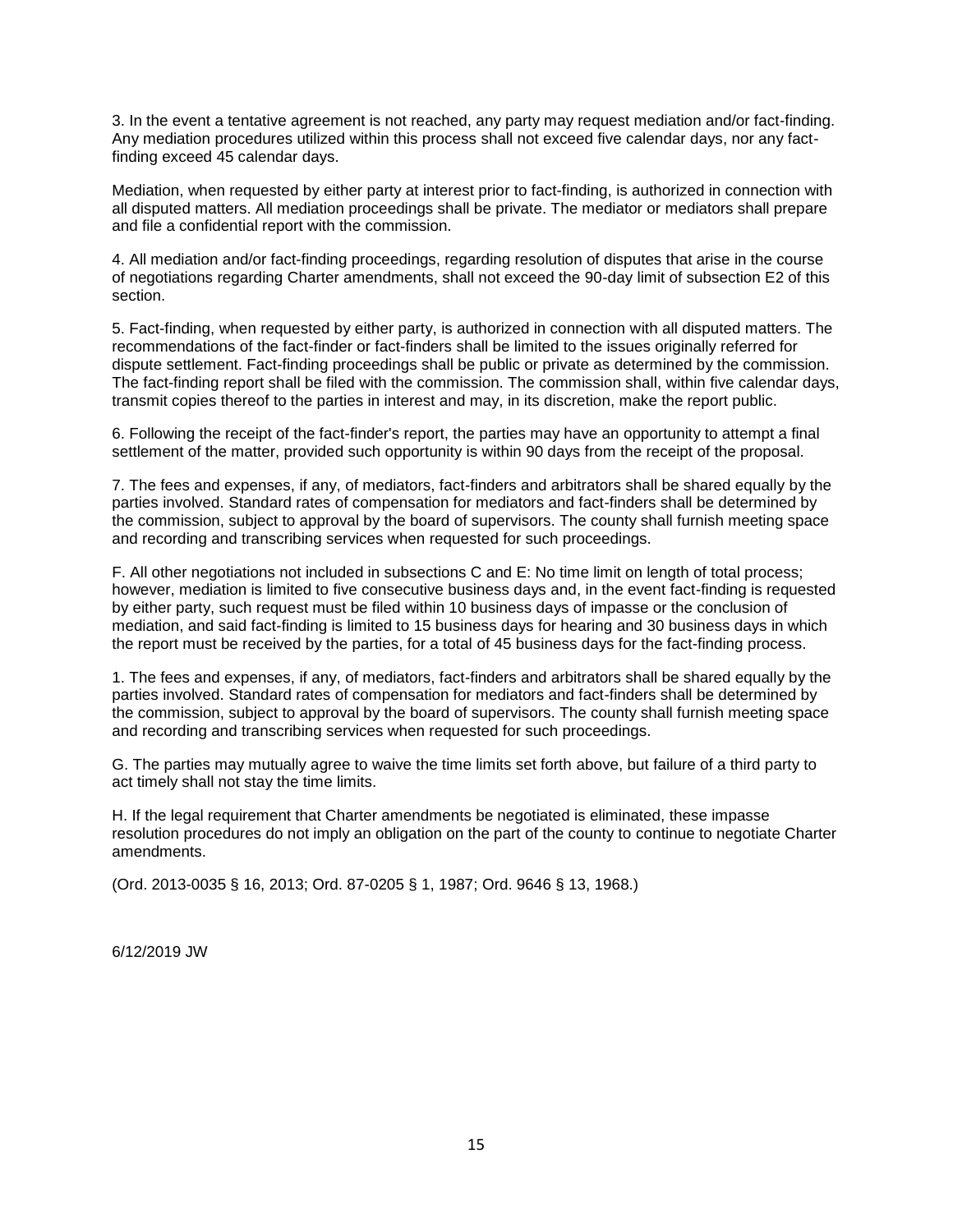3. In the event a tentative agreement is not reached, any party may request mediation and/or fact-finding. Any mediation procedures utilized within this process shall not exceed five calendar days, nor any fact-finding exceed 45 calendar days.

Mediation, when requested by either party at interest prior to fact-finding, is authorized in connection with all disputed matters. All mediation proceedings shall be private. The mediator or mediators shall prepare and file a confidential report with the commission.

4. All mediation and/or fact-finding proceedings, regarding resolution of disputes that arise in the course of negotiations regarding Charter amendments, shall not exceed the 90-day limit of subsection E2 of this section.

5. Fact-finding, when requested by either party, is authorized in connection with all disputed matters. The recommendations of the fact-finder or fact-finders shall be limited to the issues originally referred for dispute settlement. Fact-finding proceedings shall be public or private as determined by the commission. The fact-finding report shall be filed with the commission. The commission shall, within five calendar days, transmit copies thereof to the parties in interest and may, in its discretion, make the report public.

6. Following the receipt of the fact-finder's report, the parties may have an opportunity to attempt a final settlement of the matter, provided such opportunity is within 90 days from the receipt of the proposal.

7. The fees and expenses, if any, of mediators, fact-finders and arbitrators shall be shared equally by the parties involved. Standard rates of compensation for mediators and fact-finders shall be determined by the commission, subject to approval by the board of supervisors. The county shall furnish meeting space and recording and transcribing services when requested for such proceedings.

F. All other negotiations not included in subsections C and E: No time limit on length of total process; however, mediation is limited to five consecutive business days and, in the event fact-finding is requested by either party, such request must be filed within 10 business days of impasse or the conclusion of mediation, and said fact-finding is limited to 15 business days for hearing and 30 business days in which the report must be received by the parties, for a total of 45 business days for the fact-finding process.

1. The fees and expenses, if any, of mediators, fact-finders and arbitrators shall be shared equally by the parties involved. Standard rates of compensation for mediators and fact-finders shall be determined by the commission, subject to approval by the board of supervisors. The county shall furnish meeting space and recording and transcribing services when requested for such proceedings.

G. The parties may mutually agree to waive the time limits set forth above, but failure of a third party to act timely shall not stay the time limits.

H. If the legal requirement that Charter amendments be negotiated is eliminated, these impasse resolution procedures do not imply an obligation on the part of the county to continue to negotiate Charter amendments.

(Ord. 2013-0035 § 16, 2013; Ord. 87-0205 § 1, 1987; Ord. 9646 § 13, 1968.)

6/12/2019 JW